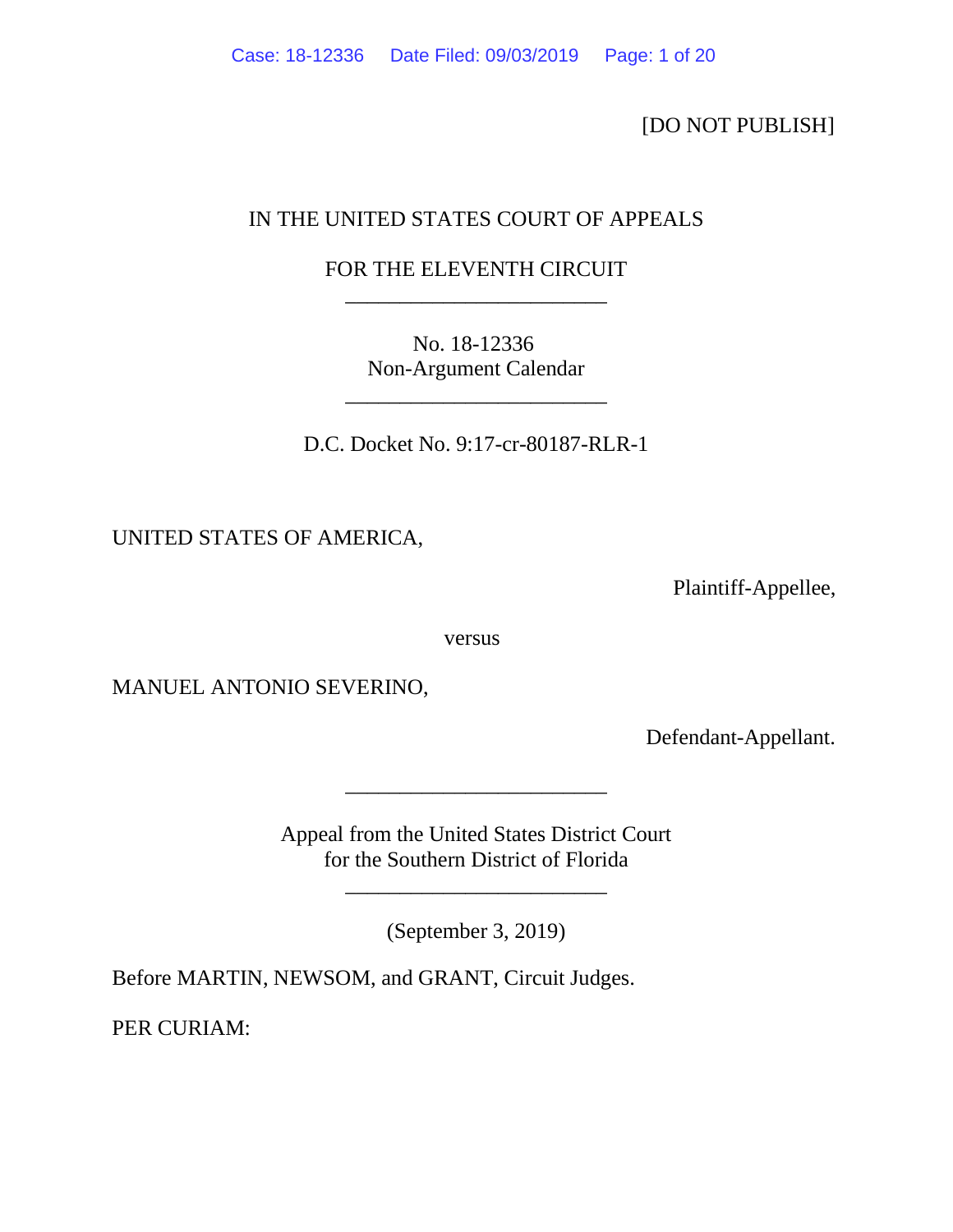[DO NOT PUBLISH]

IN THE UNITED STATES COURT OF APPEALS

FOR THE ELEVENTH CIRCUIT

________________________

No. 18-12336
Non-Argument Calendar

________________________

D.C. Docket No. 9:17-cr-80187-RLR-1

UNITED STATES OF AMERICA,

Plaintiff-Appellee,

versus

MANUEL ANTONIO SEVERINO,

Defendant-Appellant.

________________________

Appeal from the United States District Court
for the Southern District of Florida

________________________

(September 3, 2019)

Before MARTIN, NEWSOM, and GRANT, Circuit Judges.

PER CURIAM: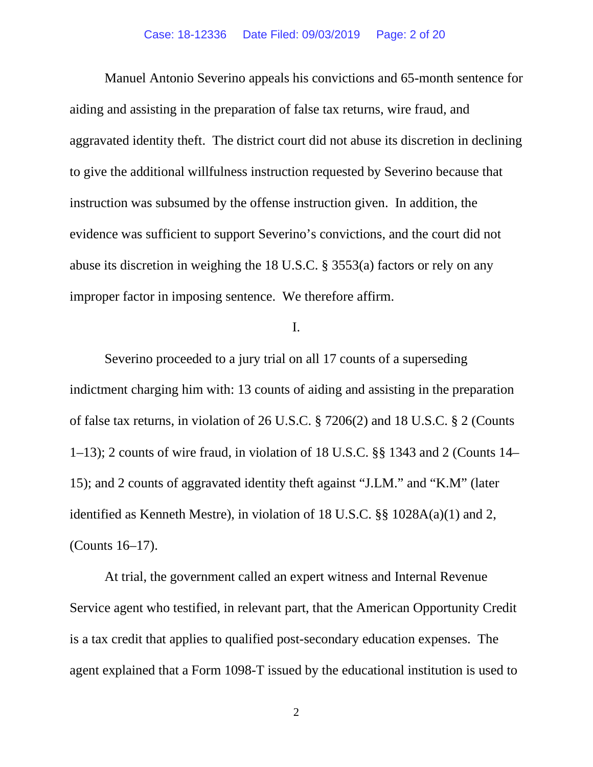Manuel Antonio Severino appeals his convictions and 65-month sentence for aiding and assisting in the preparation of false tax returns, wire fraud, and aggravated identity theft. The district court did not abuse its discretion in declining to give the additional willfulness instruction requested by Severino because that instruction was subsumed by the offense instruction given. In addition, the evidence was sufficient to support Severino's convictions, and the court did not abuse its discretion in weighing the 18 U.S.C. § 3553(a) factors or rely on any improper factor in imposing sentence. We therefore affirm.

I.

Severino proceeded to a jury trial on all 17 counts of a superseding indictment charging him with: 13 counts of aiding and assisting in the preparation of false tax returns, in violation of 26 U.S.C. § 7206(2) and 18 U.S.C. § 2 (Counts 1–13); 2 counts of wire fraud, in violation of 18 U.S.C. §§ 1343 and 2 (Counts 14–15); and 2 counts of aggravated identity theft against "J.LM." and "K.M" (later identified as Kenneth Mestre), in violation of 18 U.S.C. §§ 1028A(a)(1) and 2, (Counts 16–17).

At trial, the government called an expert witness and Internal Revenue Service agent who testified, in relevant part, that the American Opportunity Credit is a tax credit that applies to qualified post-secondary education expenses. The agent explained that a Form 1098-T issued by the educational institution is used to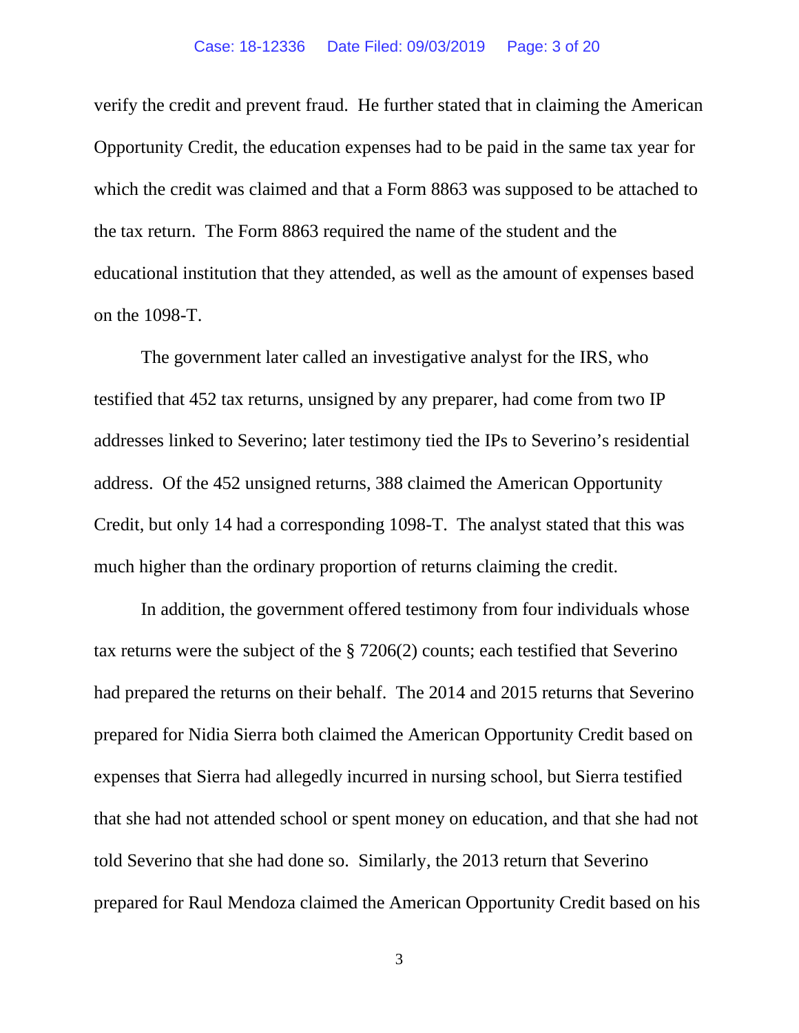verify the credit and prevent fraud. He further stated that in claiming the American Opportunity Credit, the education expenses had to be paid in the same tax year for which the credit was claimed and that a Form 8863 was supposed to be attached to the tax return. The Form 8863 required the name of the student and the educational institution that they attended, as well as the amount of expenses based on the 1098-T.

The government later called an investigative analyst for the IRS, who testified that 452 tax returns, unsigned by any preparer, had come from two IP addresses linked to Severino; later testimony tied the IPs to Severino's residential address. Of the 452 unsigned returns, 388 claimed the American Opportunity Credit, but only 14 had a corresponding 1098-T. The analyst stated that this was much higher than the ordinary proportion of returns claiming the credit.

In addition, the government offered testimony from four individuals whose tax returns were the subject of the § 7206(2) counts; each testified that Severino had prepared the returns on their behalf. The 2014 and 2015 returns that Severino prepared for Nidia Sierra both claimed the American Opportunity Credit based on expenses that Sierra had allegedly incurred in nursing school, but Sierra testified that she had not attended school or spent money on education, and that she had not told Severino that she had done so. Similarly, the 2013 return that Severino prepared for Raul Mendoza claimed the American Opportunity Credit based on his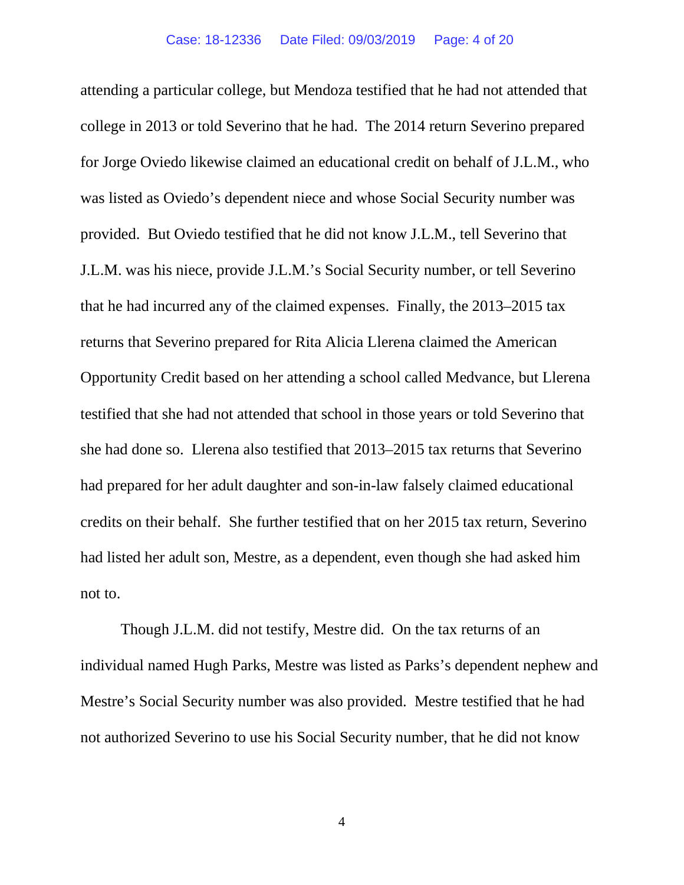attending a particular college, but Mendoza testified that he had not attended that college in 2013 or told Severino that he had. The 2014 return Severino prepared for Jorge Oviedo likewise claimed an educational credit on behalf of J.L.M., who was listed as Oviedo's dependent niece and whose Social Security number was provided. But Oviedo testified that he did not know J.L.M., tell Severino that J.L.M. was his niece, provide J.L.M.'s Social Security number, or tell Severino that he had incurred any of the claimed expenses. Finally, the 2013–2015 tax returns that Severino prepared for Rita Alicia Llerena claimed the American Opportunity Credit based on her attending a school called Medvance, but Llerena testified that she had not attended that school in those years or told Severino that she had done so. Llerena also testified that 2013–2015 tax returns that Severino had prepared for her adult daughter and son-in-law falsely claimed educational credits on their behalf. She further testified that on her 2015 tax return, Severino had listed her adult son, Mestre, as a dependent, even though she had asked him not to.

Though J.L.M. did not testify, Mestre did. On the tax returns of an individual named Hugh Parks, Mestre was listed as Parks's dependent nephew and Mestre's Social Security number was also provided. Mestre testified that he had not authorized Severino to use his Social Security number, that he did not know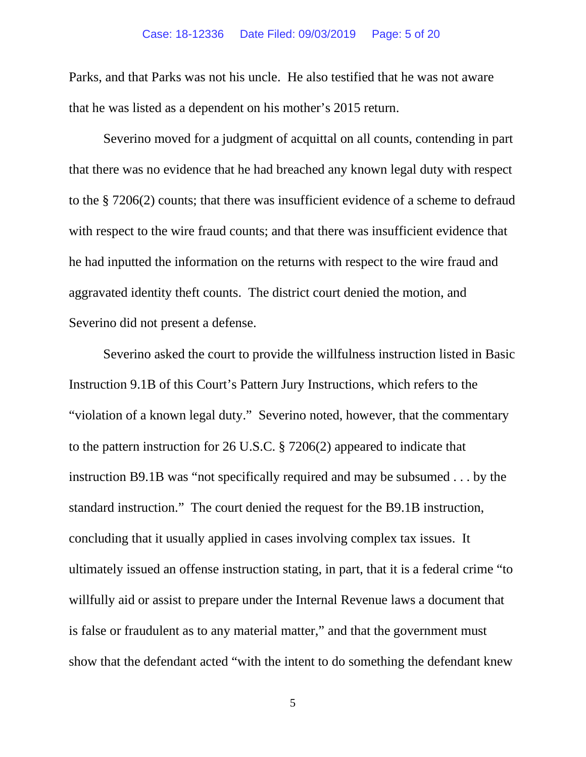Parks, and that Parks was not his uncle. He also testified that he was not aware that he was listed as a dependent on his mother's 2015 return.

Severino moved for a judgment of acquittal on all counts, contending in part that there was no evidence that he had breached any known legal duty with respect to the § 7206(2) counts; that there was insufficient evidence of a scheme to defraud with respect to the wire fraud counts; and that there was insufficient evidence that he had inputted the information on the returns with respect to the wire fraud and aggravated identity theft counts. The district court denied the motion, and Severino did not present a defense.

Severino asked the court to provide the willfulness instruction listed in Basic Instruction 9.1B of this Court's Pattern Jury Instructions, which refers to the "violation of a known legal duty." Severino noted, however, that the commentary to the pattern instruction for 26 U.S.C. § 7206(2) appeared to indicate that instruction B9.1B was "not specifically required and may be subsumed . . . by the standard instruction." The court denied the request for the B9.1B instruction, concluding that it usually applied in cases involving complex tax issues. It ultimately issued an offense instruction stating, in part, that it is a federal crime "to willfully aid or assist to prepare under the Internal Revenue laws a document that is false or fraudulent as to any material matter," and that the government must show that the defendant acted "with the intent to do something the defendant knew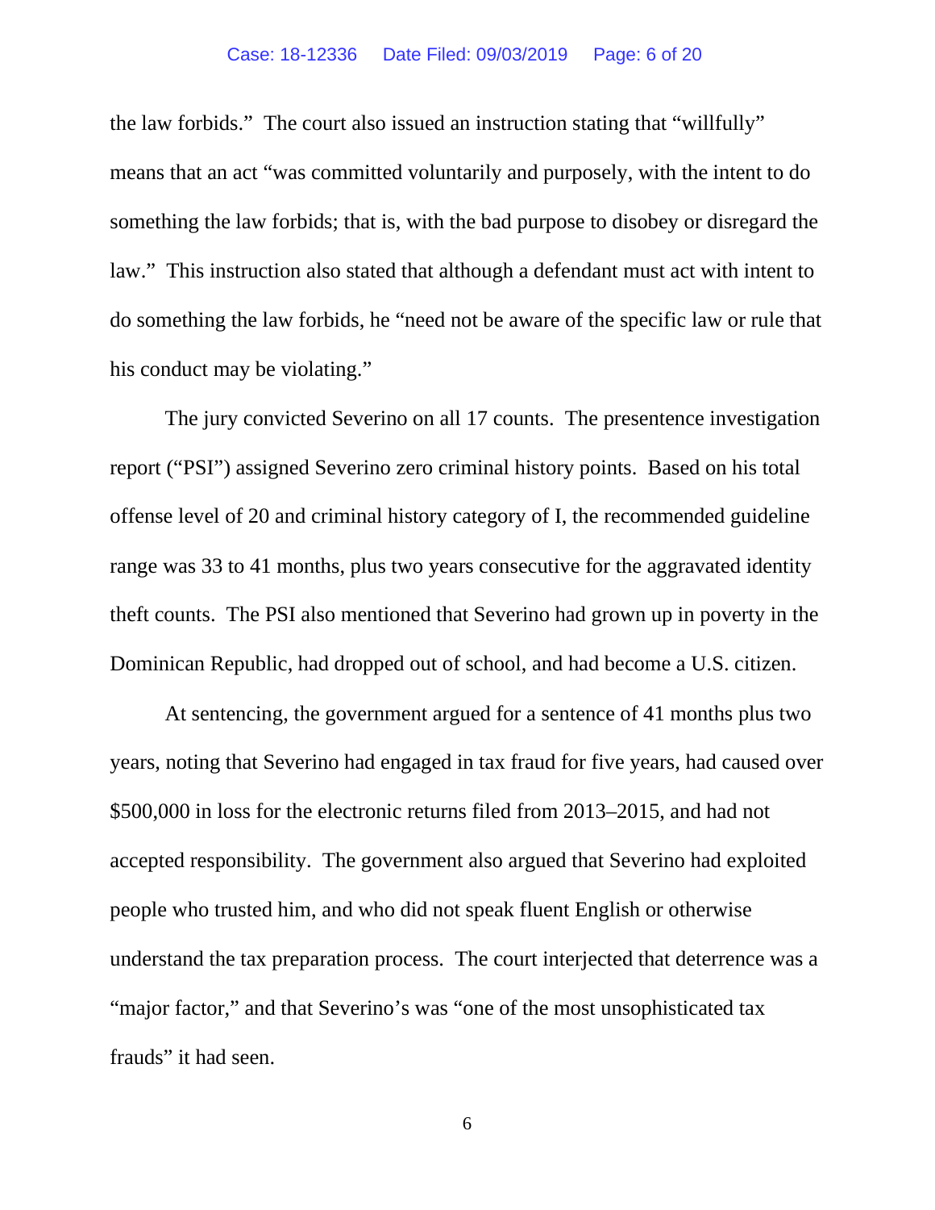the law forbids." The court also issued an instruction stating that "willfully" means that an act "was committed voluntarily and purposely, with the intent to do something the law forbids; that is, with the bad purpose to disobey or disregard the law." This instruction also stated that although a defendant must act with intent to do something the law forbids, he "need not be aware of the specific law or rule that his conduct may be violating."

The jury convicted Severino on all 17 counts. The presentence investigation report ("PSI") assigned Severino zero criminal history points. Based on his total offense level of 20 and criminal history category of I, the recommended guideline range was 33 to 41 months, plus two years consecutive for the aggravated identity theft counts. The PSI also mentioned that Severino had grown up in poverty in the Dominican Republic, had dropped out of school, and had become a U.S. citizen.

At sentencing, the government argued for a sentence of 41 months plus two years, noting that Severino had engaged in tax fraud for five years, had caused over $500,000 in loss for the electronic returns filed from 2013–2015, and had not accepted responsibility. The government also argued that Severino had exploited people who trusted him, and who did not speak fluent English or otherwise understand the tax preparation process. The court interjected that deterrence was a "major factor," and that Severino's was "one of the most unsophisticated tax frauds" it had seen.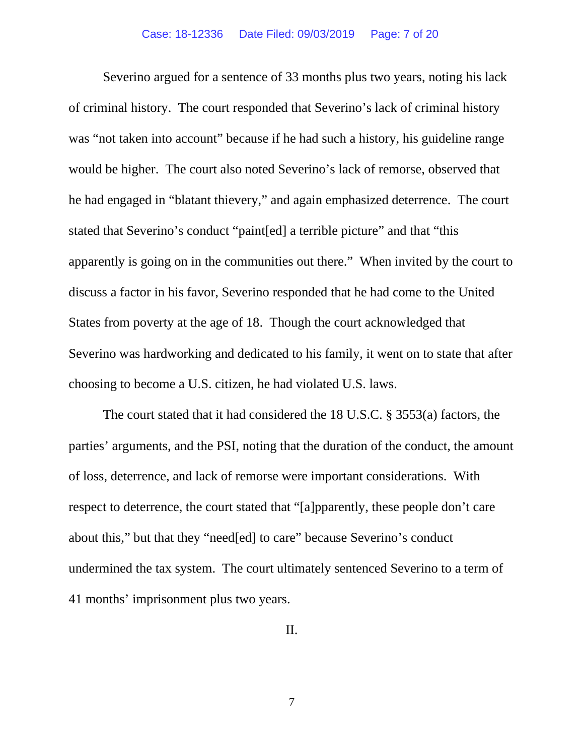Severino argued for a sentence of 33 months plus two years, noting his lack of criminal history. The court responded that Severino's lack of criminal history was "not taken into account" because if he had such a history, his guideline range would be higher. The court also noted Severino's lack of remorse, observed that he had engaged in "blatant thievery," and again emphasized deterrence. The court stated that Severino's conduct "paint[ed] a terrible picture" and that "this apparently is going on in the communities out there." When invited by the court to discuss a factor in his favor, Severino responded that he had come to the United States from poverty at the age of 18. Though the court acknowledged that Severino was hardworking and dedicated to his family, it went on to state that after choosing to become a U.S. citizen, he had violated U.S. laws.

The court stated that it had considered the 18 U.S.C. § 3553(a) factors, the parties' arguments, and the PSI, noting that the duration of the conduct, the amount of loss, deterrence, and lack of remorse were important considerations. With respect to deterrence, the court stated that "[a]pparently, these people don't care about this," but that they "need[ed] to care" because Severino's conduct undermined the tax system. The court ultimately sentenced Severino to a term of 41 months' imprisonment plus two years.

## II.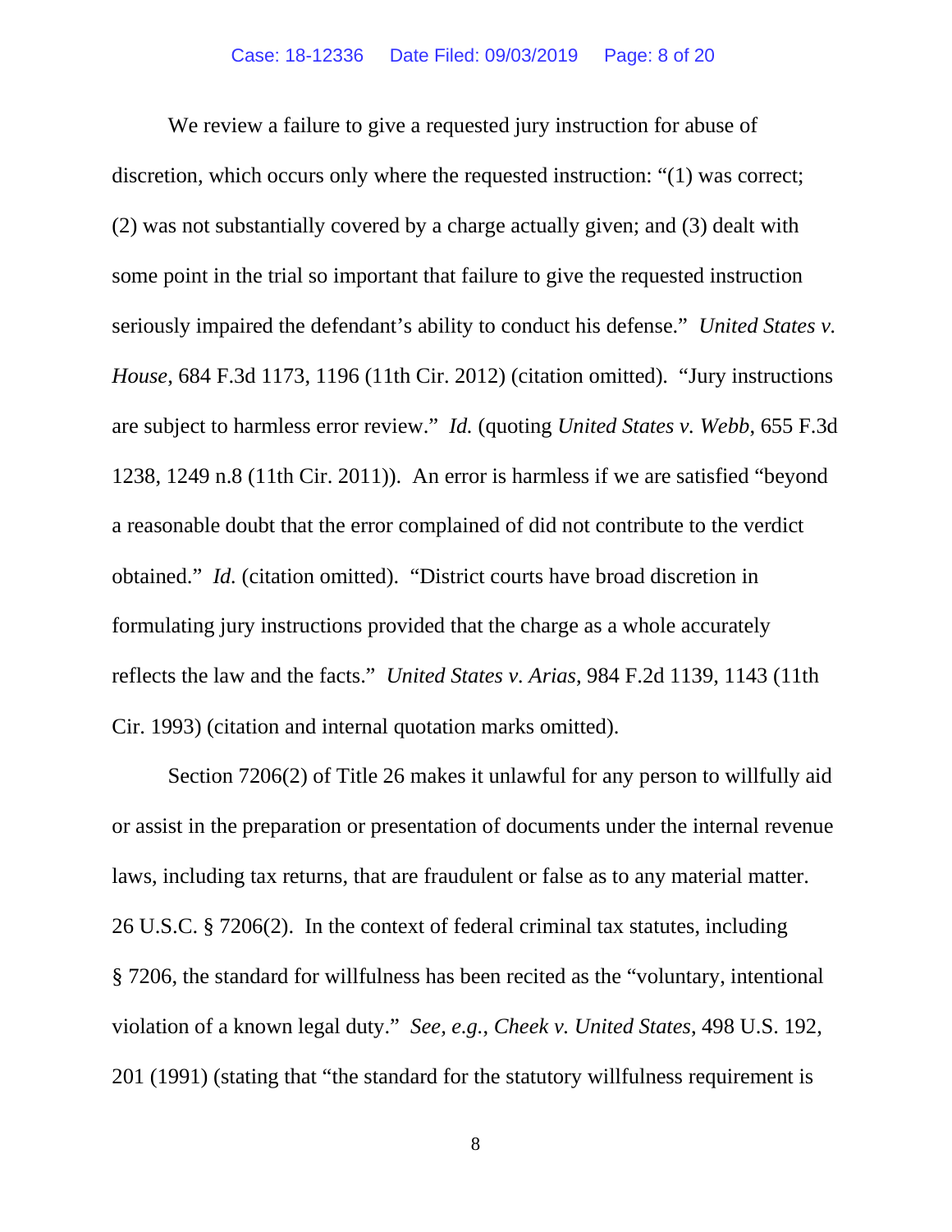We review a failure to give a requested jury instruction for abuse of discretion, which occurs only where the requested instruction: "(1) was correct; (2) was not substantially covered by a charge actually given; and (3) dealt with some point in the trial so important that failure to give the requested instruction seriously impaired the defendant's ability to conduct his defense." *United States v. House*, 684 F.3d 1173, 1196 (11th Cir. 2012) (citation omitted). "Jury instructions are subject to harmless error review." *Id.* (quoting *United States v. Webb*, 655 F.3d 1238, 1249 n.8 (11th Cir. 2011)). An error is harmless if we are satisfied "beyond a reasonable doubt that the error complained of did not contribute to the verdict obtained." *Id.* (citation omitted). "District courts have broad discretion in formulating jury instructions provided that the charge as a whole accurately reflects the law and the facts." *United States v. Arias*, 984 F.2d 1139, 1143 (11th Cir. 1993) (citation and internal quotation marks omitted).

Section 7206(2) of Title 26 makes it unlawful for any person to willfully aid or assist in the preparation or presentation of documents under the internal revenue laws, including tax returns, that are fraudulent or false as to any material matter. 26 U.S.C. § 7206(2). In the context of federal criminal tax statutes, including § 7206, the standard for willfulness has been recited as the "voluntary, intentional violation of a known legal duty." *See, e.g.*, *Cheek v. United States*, 498 U.S. 192, 201 (1991) (stating that "the standard for the statutory willfulness requirement is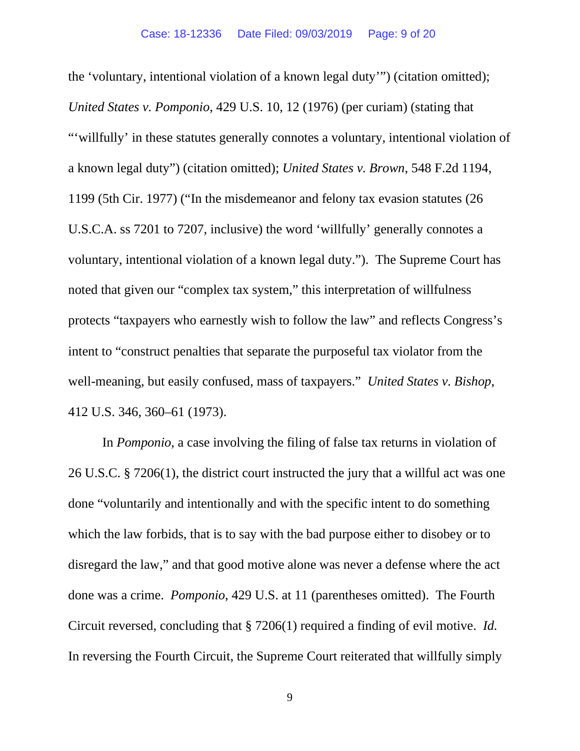the 'voluntary, intentional violation of a known legal duty'") (citation omitted); *United States v. Pomponio*, 429 U.S. 10, 12 (1976) (per curiam) (stating that "'willfully' in these statutes generally connotes a voluntary, intentional violation of a known legal duty") (citation omitted); *United States v. Brown*, 548 F.2d 1194, 1199 (5th Cir. 1977) ("In the misdemeanor and felony tax evasion statutes (26 U.S.C.A. ss 7201 to 7207, inclusive) the word 'willfully' generally connotes a voluntary, intentional violation of a known legal duty."). The Supreme Court has noted that given our "complex tax system," this interpretation of willfulness protects "taxpayers who earnestly wish to follow the law" and reflects Congress's intent to "construct penalties that separate the purposeful tax violator from the well-meaning, but easily confused, mass of taxpayers." *United States v. Bishop*, 412 U.S. 346, 360–61 (1973).

In *Pomponio*, a case involving the filing of false tax returns in violation of 26 U.S.C. § 7206(1), the district court instructed the jury that a willful act was one done "voluntarily and intentionally and with the specific intent to do something which the law forbids, that is to say with the bad purpose either to disobey or to disregard the law," and that good motive alone was never a defense where the act done was a crime. *Pomponio*, 429 U.S. at 11 (parentheses omitted). The Fourth Circuit reversed, concluding that § 7206(1) required a finding of evil motive. *Id.* In reversing the Fourth Circuit, the Supreme Court reiterated that willfully simply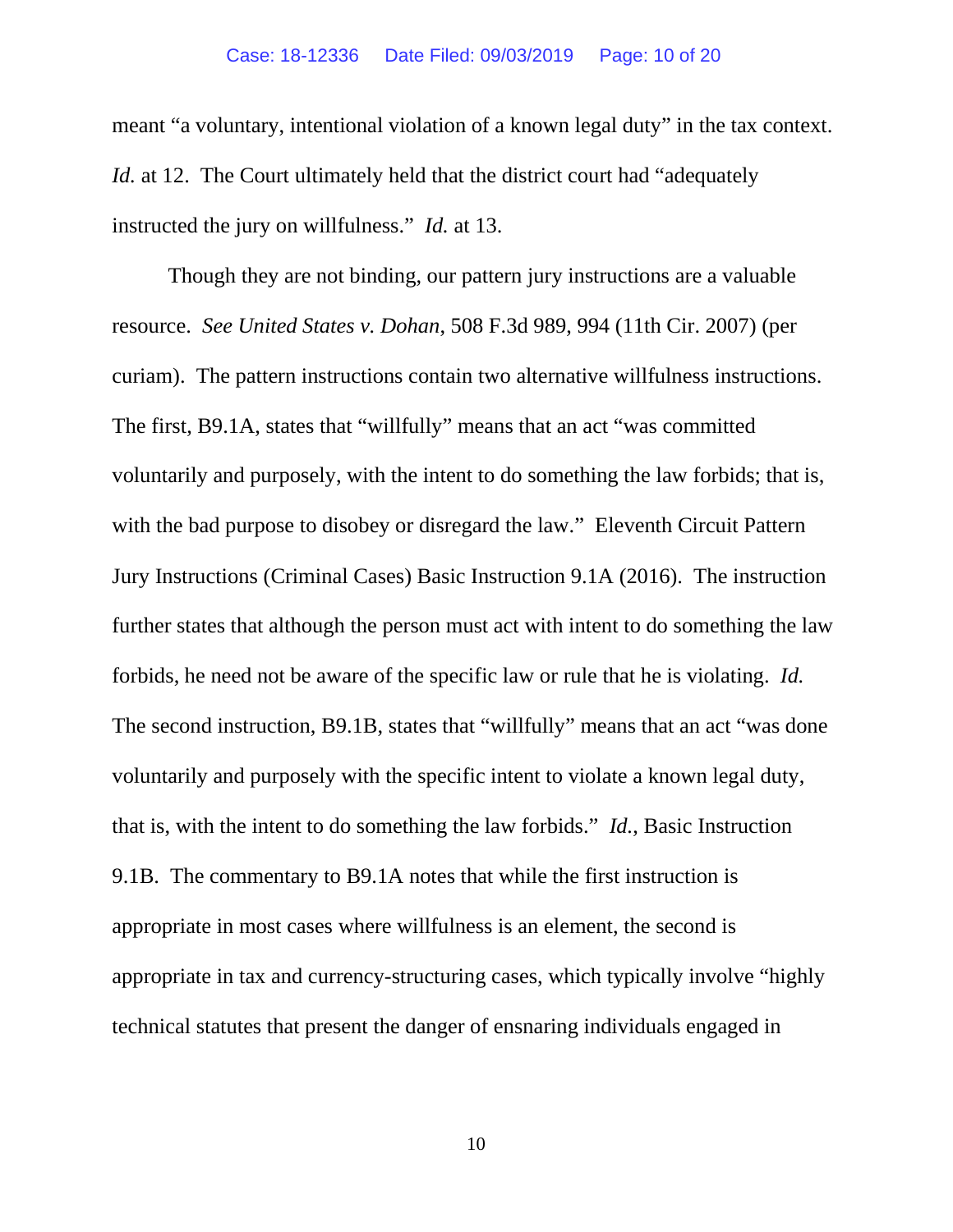meant "a voluntary, intentional violation of a known legal duty" in the tax context. *Id.* at 12. The Court ultimately held that the district court had "adequately instructed the jury on willfulness." *Id.* at 13.

Though they are not binding, our pattern jury instructions are a valuable resource. *See United States v. Dohan*, 508 F.3d 989, 994 (11th Cir. 2007) (per curiam). The pattern instructions contain two alternative willfulness instructions. The first, B9.1A, states that "willfully" means that an act "was committed voluntarily and purposely, with the intent to do something the law forbids; that is, with the bad purpose to disobey or disregard the law." Eleventh Circuit Pattern Jury Instructions (Criminal Cases) Basic Instruction 9.1A (2016). The instruction further states that although the person must act with intent to do something the law forbids, he need not be aware of the specific law or rule that he is violating. *Id.* The second instruction, B9.1B, states that "willfully" means that an act "was done voluntarily and purposely with the specific intent to violate a known legal duty, that is, with the intent to do something the law forbids." *Id.*, Basic Instruction 9.1B. The commentary to B9.1A notes that while the first instruction is appropriate in most cases where willfulness is an element, the second is appropriate in tax and currency-structuring cases, which typically involve "highly technical statutes that present the danger of ensnaring individuals engaged in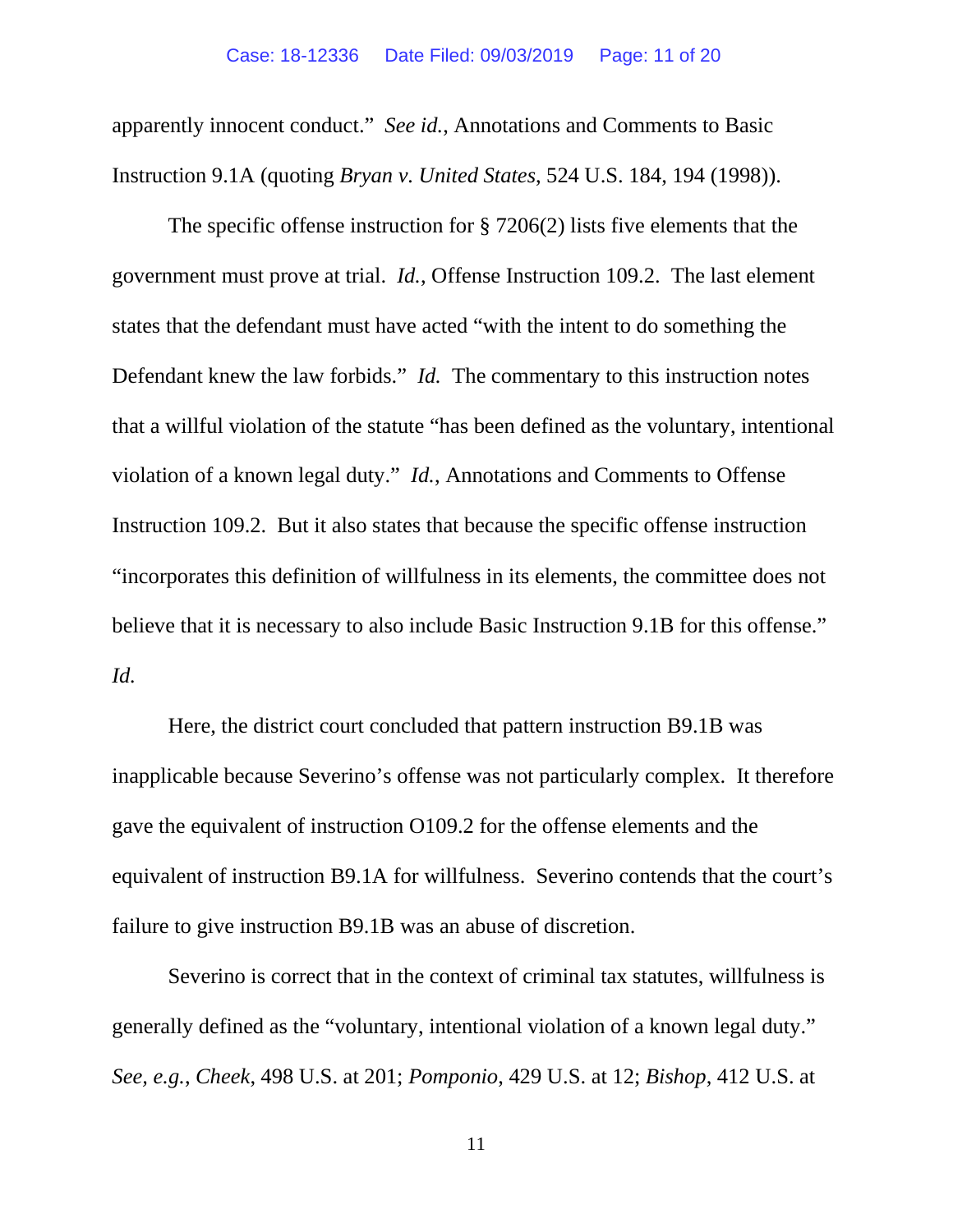apparently innocent conduct." *See id.*, Annotations and Comments to Basic Instruction 9.1A (quoting *Bryan v. United States*, 524 U.S. 184, 194 (1998)).

The specific offense instruction for § 7206(2) lists five elements that the government must prove at trial. *Id.*, Offense Instruction 109.2. The last element states that the defendant must have acted "with the intent to do something the Defendant knew the law forbids." *Id.* The commentary to this instruction notes that a willful violation of the statute "has been defined as the voluntary, intentional violation of a known legal duty." *Id.*, Annotations and Comments to Offense Instruction 109.2. But it also states that because the specific offense instruction "incorporates this definition of willfulness in its elements, the committee does not believe that it is necessary to also include Basic Instruction 9.1B for this offense." *Id.*

Here, the district court concluded that pattern instruction B9.1B was inapplicable because Severino's offense was not particularly complex. It therefore gave the equivalent of instruction O109.2 for the offense elements and the equivalent of instruction B9.1A for willfulness. Severino contends that the court's failure to give instruction B9.1B was an abuse of discretion.

Severino is correct that in the context of criminal tax statutes, willfulness is generally defined as the "voluntary, intentional violation of a known legal duty." *See, e.g.*, *Cheek*, 498 U.S. at 201; *Pomponio*, 429 U.S. at 12; *Bishop*, 412 U.S. at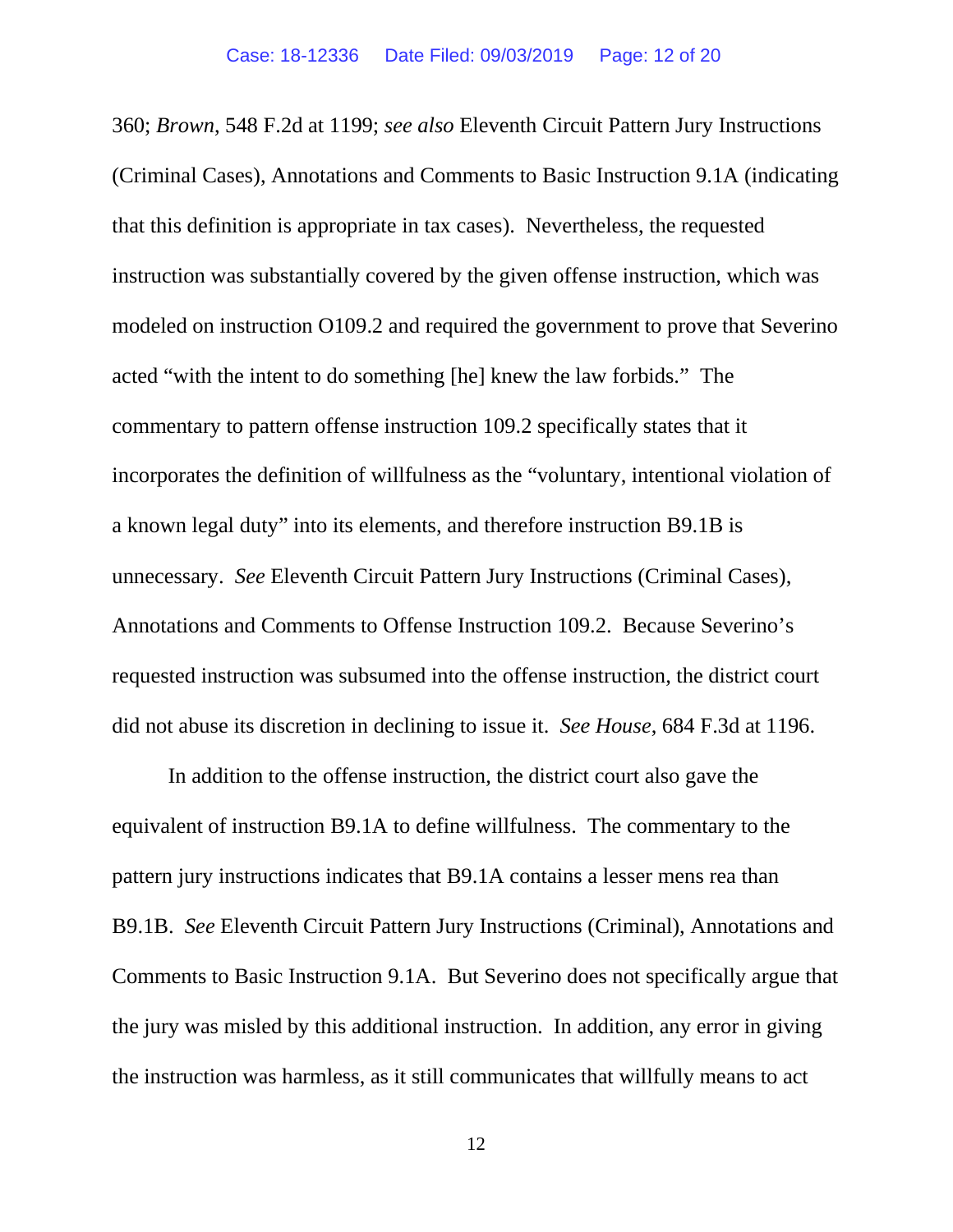360; *Brown*, 548 F.2d at 1199; *see also* Eleventh Circuit Pattern Jury Instructions (Criminal Cases), Annotations and Comments to Basic Instruction 9.1A (indicating that this definition is appropriate in tax cases). Nevertheless, the requested instruction was substantially covered by the given offense instruction, which was modeled on instruction O109.2 and required the government to prove that Severino acted "with the intent to do something [he] knew the law forbids." The commentary to pattern offense instruction 109.2 specifically states that it incorporates the definition of willfulness as the "voluntary, intentional violation of a known legal duty" into its elements, and therefore instruction B9.1B is unnecessary. *See* Eleventh Circuit Pattern Jury Instructions (Criminal Cases), Annotations and Comments to Offense Instruction 109.2. Because Severino's requested instruction was subsumed into the offense instruction, the district court did not abuse its discretion in declining to issue it. *See House*, 684 F.3d at 1196.

In addition to the offense instruction, the district court also gave the equivalent of instruction B9.1A to define willfulness. The commentary to the pattern jury instructions indicates that B9.1A contains a lesser mens rea than B9.1B. *See* Eleventh Circuit Pattern Jury Instructions (Criminal), Annotations and Comments to Basic Instruction 9.1A. But Severino does not specifically argue that the jury was misled by this additional instruction. In addition, any error in giving the instruction was harmless, as it still communicates that willfully means to act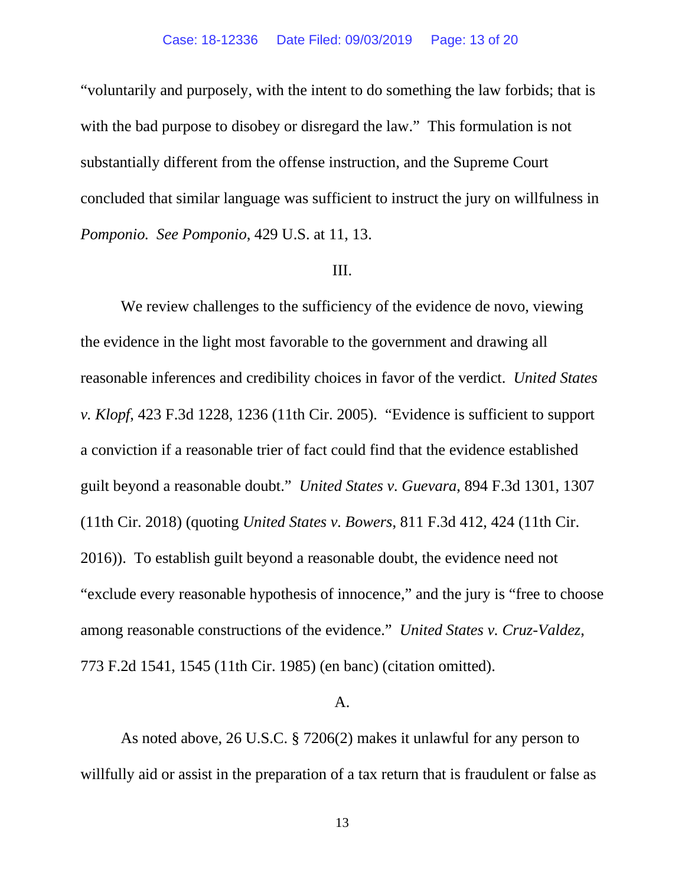"voluntarily and purposely, with the intent to do something the law forbids; that is with the bad purpose to disobey or disregard the law." This formulation is not substantially different from the offense instruction, and the Supreme Court concluded that similar language was sufficient to instruct the jury on willfulness in *Pomponio. See Pomponio*, 429 U.S. at 11, 13.

III.

We review challenges to the sufficiency of the evidence de novo, viewing the evidence in the light most favorable to the government and drawing all reasonable inferences and credibility choices in favor of the verdict. *United States v. Klopf*, 423 F.3d 1228, 1236 (11th Cir. 2005). "Evidence is sufficient to support a conviction if a reasonable trier of fact could find that the evidence established guilt beyond a reasonable doubt." *United States v. Guevara*, 894 F.3d 1301, 1307 (11th Cir. 2018) (quoting *United States v. Bowers*, 811 F.3d 412, 424 (11th Cir. 2016)). To establish guilt beyond a reasonable doubt, the evidence need not "exclude every reasonable hypothesis of innocence," and the jury is "free to choose among reasonable constructions of the evidence." *United States v. Cruz-Valdez*, 773 F.2d 1541, 1545 (11th Cir. 1985) (en banc) (citation omitted).

A.

As noted above, 26 U.S.C. § 7206(2) makes it unlawful for any person to willfully aid or assist in the preparation of a tax return that is fraudulent or false as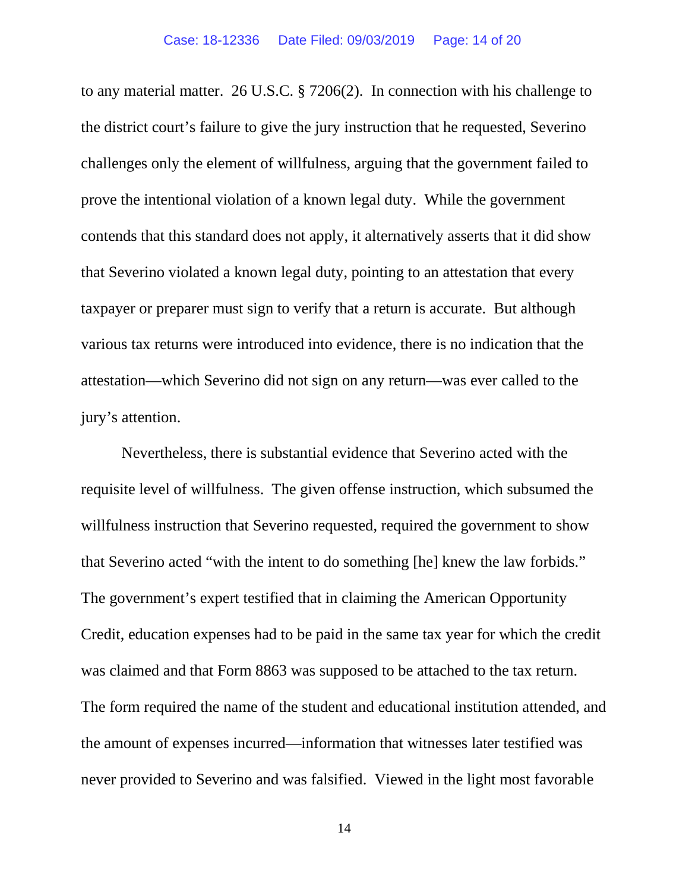to any material matter. 26 U.S.C. § 7206(2). In connection with his challenge to the district court's failure to give the jury instruction that he requested, Severino challenges only the element of willfulness, arguing that the government failed to prove the intentional violation of a known legal duty. While the government contends that this standard does not apply, it alternatively asserts that it did show that Severino violated a known legal duty, pointing to an attestation that every taxpayer or preparer must sign to verify that a return is accurate. But although various tax returns were introduced into evidence, there is no indication that the attestation—which Severino did not sign on any return—was ever called to the jury's attention.

Nevertheless, there is substantial evidence that Severino acted with the requisite level of willfulness. The given offense instruction, which subsumed the willfulness instruction that Severino requested, required the government to show that Severino acted "with the intent to do something [he] knew the law forbids." The government's expert testified that in claiming the American Opportunity Credit, education expenses had to be paid in the same tax year for which the credit was claimed and that Form 8863 was supposed to be attached to the tax return. The form required the name of the student and educational institution attended, and the amount of expenses incurred—information that witnesses later testified was never provided to Severino and was falsified. Viewed in the light most favorable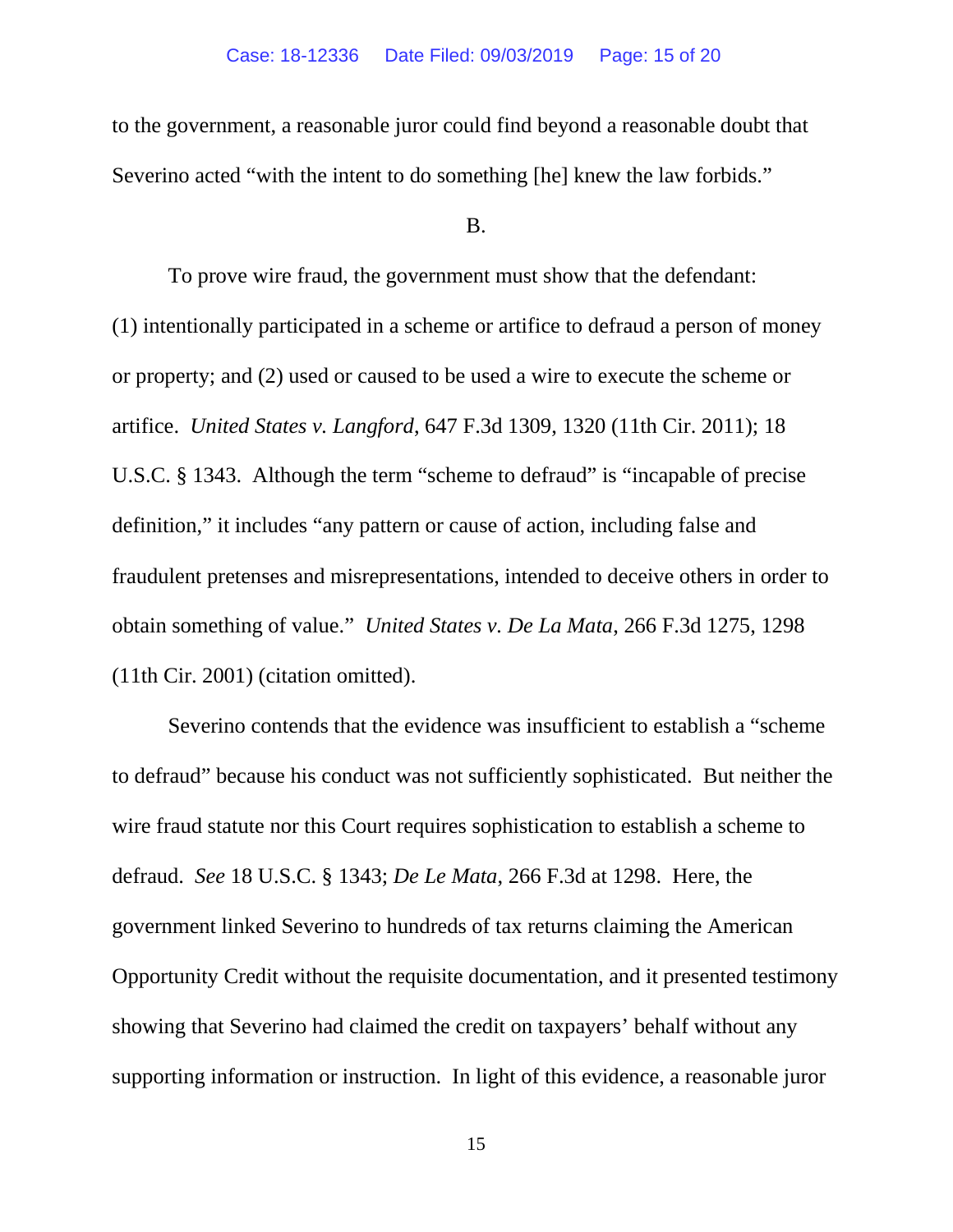to the government, a reasonable juror could find beyond a reasonable doubt that Severino acted "with the intent to do something [he] knew the law forbids."

B.

To prove wire fraud, the government must show that the defendant: (1) intentionally participated in a scheme or artifice to defraud a person of money or property; and (2) used or caused to be used a wire to execute the scheme or artifice. *United States v. Langford*, 647 F.3d 1309, 1320 (11th Cir. 2011); 18 U.S.C. § 1343. Although the term "scheme to defraud" is "incapable of precise definition," it includes "any pattern or cause of action, including false and fraudulent pretenses and misrepresentations, intended to deceive others in order to obtain something of value." *United States v. De La Mata*, 266 F.3d 1275, 1298 (11th Cir. 2001) (citation omitted).

Severino contends that the evidence was insufficient to establish a "scheme to defraud" because his conduct was not sufficiently sophisticated. But neither the wire fraud statute nor this Court requires sophistication to establish a scheme to defraud. *See* 18 U.S.C. § 1343; *De Le Mata*, 266 F.3d at 1298. Here, the government linked Severino to hundreds of tax returns claiming the American Opportunity Credit without the requisite documentation, and it presented testimony showing that Severino had claimed the credit on taxpayers' behalf without any supporting information or instruction. In light of this evidence, a reasonable juror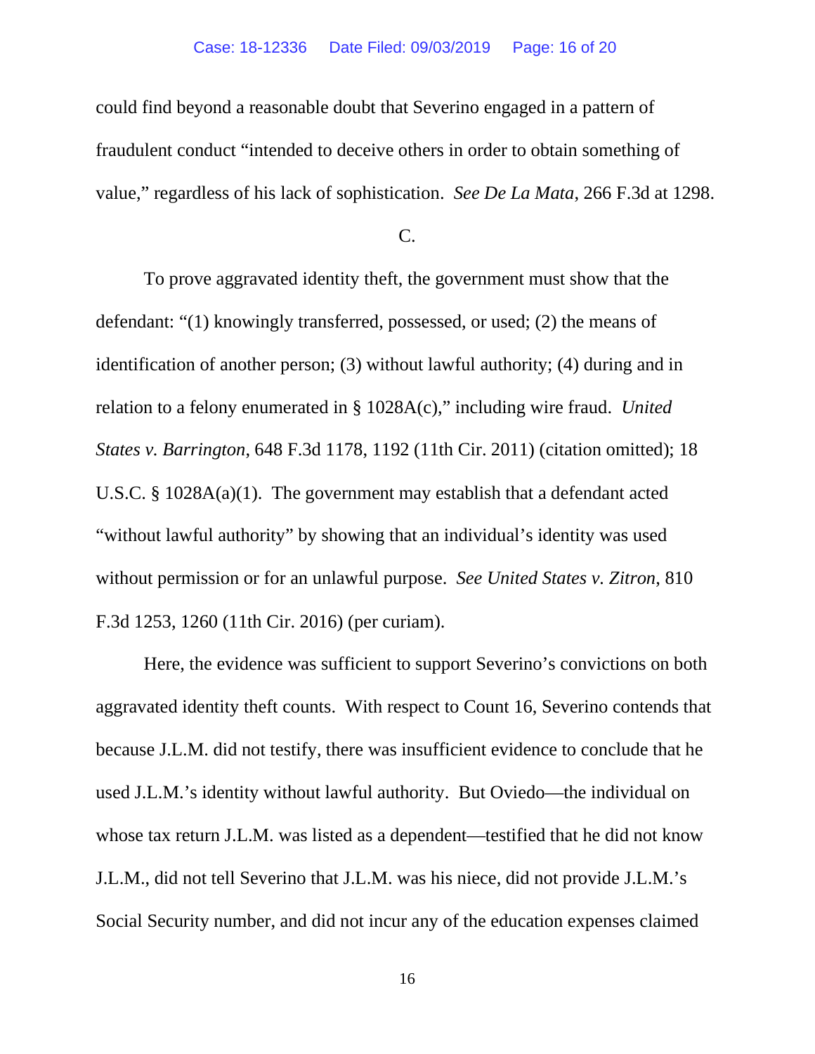could find beyond a reasonable doubt that Severino engaged in a pattern of fraudulent conduct "intended to deceive others in order to obtain something of value," regardless of his lack of sophistication. *See De La Mata*, 266 F.3d at 1298.

C.

To prove aggravated identity theft, the government must show that the defendant: "(1) knowingly transferred, possessed, or used; (2) the means of identification of another person; (3) without lawful authority; (4) during and in relation to a felony enumerated in § 1028A(c)," including wire fraud. *United States v. Barrington*, 648 F.3d 1178, 1192 (11th Cir. 2011) (citation omitted); 18 U.S.C. § 1028A(a)(1). The government may establish that a defendant acted "without lawful authority" by showing that an individual's identity was used without permission or for an unlawful purpose. *See United States v. Zitron*, 810 F.3d 1253, 1260 (11th Cir. 2016) (per curiam).

Here, the evidence was sufficient to support Severino's convictions on both aggravated identity theft counts. With respect to Count 16, Severino contends that because J.L.M. did not testify, there was insufficient evidence to conclude that he used J.L.M.'s identity without lawful authority. But Oviedo—the individual on whose tax return J.L.M. was listed as a dependent—testified that he did not know J.L.M., did not tell Severino that J.L.M. was his niece, did not provide J.L.M.'s Social Security number, and did not incur any of the education expenses claimed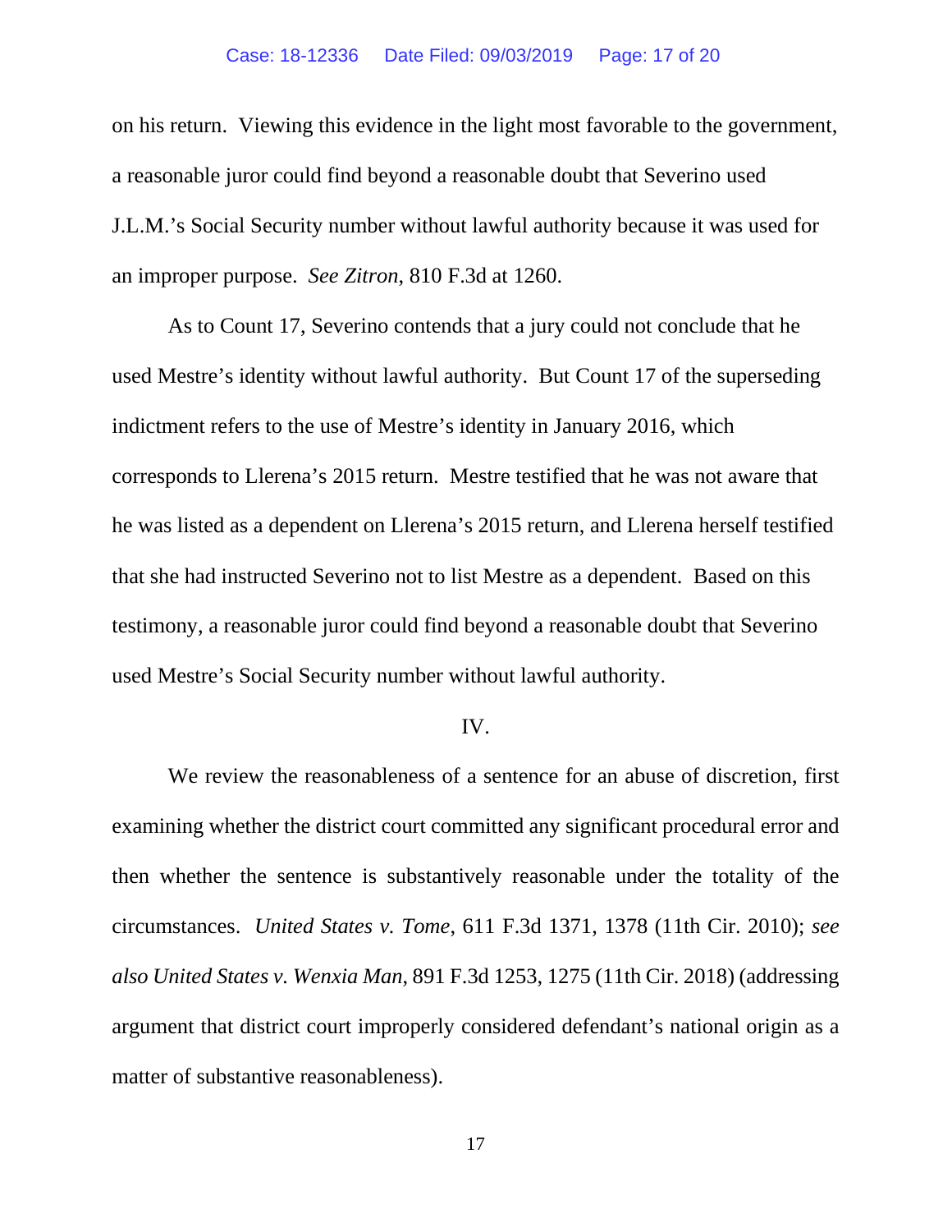on his return. Viewing this evidence in the light most favorable to the government, a reasonable juror could find beyond a reasonable doubt that Severino used J.L.M.'s Social Security number without lawful authority because it was used for an improper purpose. *See Zitron*, 810 F.3d at 1260.

As to Count 17, Severino contends that a jury could not conclude that he used Mestre's identity without lawful authority. But Count 17 of the superseding indictment refers to the use of Mestre's identity in January 2016, which corresponds to Llerena's 2015 return. Mestre testified that he was not aware that he was listed as a dependent on Llerena's 2015 return, and Llerena herself testified that she had instructed Severino not to list Mestre as a dependent. Based on this testimony, a reasonable juror could find beyond a reasonable doubt that Severino used Mestre's Social Security number without lawful authority.

IV.

We review the reasonableness of a sentence for an abuse of discretion, first examining whether the district court committed any significant procedural error and then whether the sentence is substantively reasonable under the totality of the circumstances. *United States v. Tome*, 611 F.3d 1371, 1378 (11th Cir. 2010); *see also United States v. Wenxia Man*, 891 F.3d 1253, 1275 (11th Cir. 2018) (addressing argument that district court improperly considered defendant's national origin as a matter of substantive reasonableness).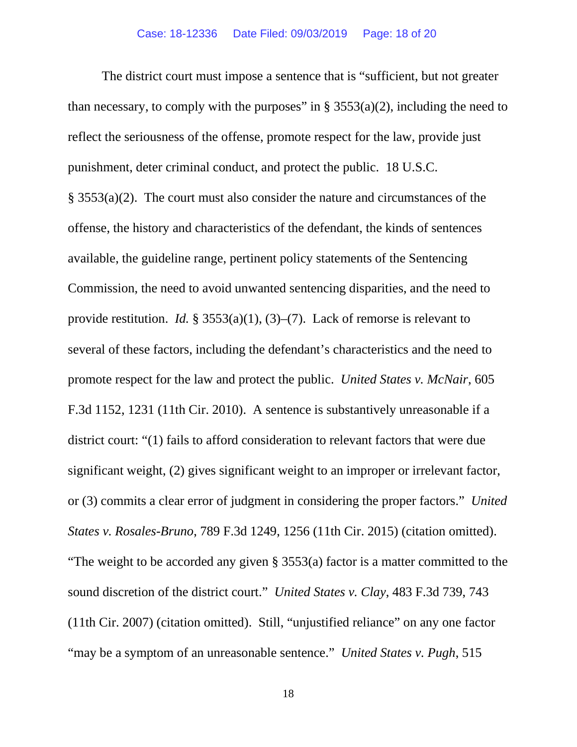The district court must impose a sentence that is "sufficient, but not greater than necessary, to comply with the purposes" in § 3553(a)(2), including the need to reflect the seriousness of the offense, promote respect for the law, provide just punishment, deter criminal conduct, and protect the public. 18 U.S.C. § 3553(a)(2). The court must also consider the nature and circumstances of the offense, the history and characteristics of the defendant, the kinds of sentences available, the guideline range, pertinent policy statements of the Sentencing Commission, the need to avoid unwanted sentencing disparities, and the need to provide restitution. *Id.* § 3553(a)(1), (3)–(7). Lack of remorse is relevant to several of these factors, including the defendant's characteristics and the need to promote respect for the law and protect the public. *United States v. McNair*, 605 F.3d 1152, 1231 (11th Cir. 2010). A sentence is substantively unreasonable if a district court: "(1) fails to afford consideration to relevant factors that were due significant weight, (2) gives significant weight to an improper or irrelevant factor, or (3) commits a clear error of judgment in considering the proper factors." *United States v. Rosales-Bruno*, 789 F.3d 1249, 1256 (11th Cir. 2015) (citation omitted). "The weight to be accorded any given § 3553(a) factor is a matter committed to the sound discretion of the district court." *United States v. Clay*, 483 F.3d 739, 743 (11th Cir. 2007) (citation omitted). Still, "unjustified reliance" on any one factor "may be a symptom of an unreasonable sentence." *United States v. Pugh*, 515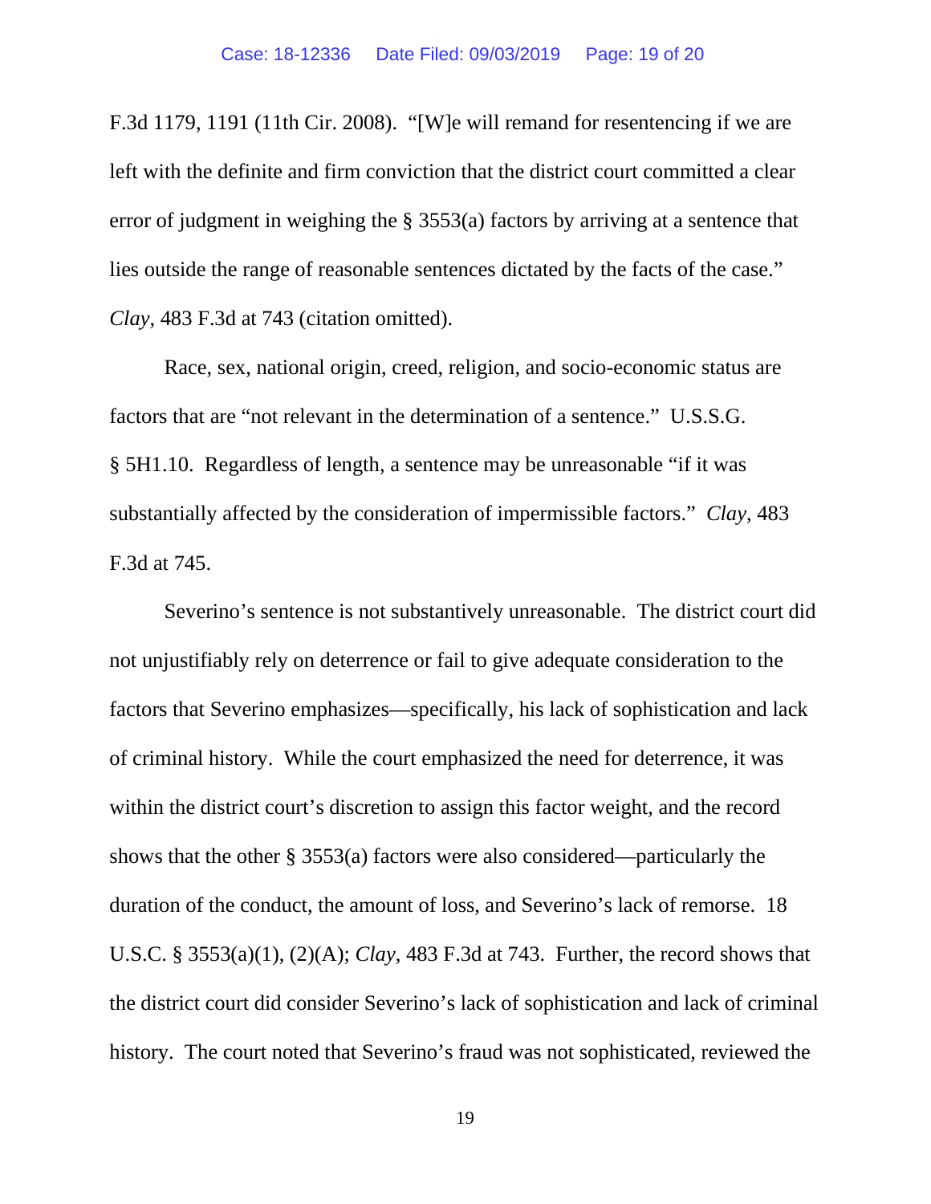F.3d 1179, 1191 (11th Cir. 2008). "[W]e will remand for resentencing if we are left with the definite and firm conviction that the district court committed a clear error of judgment in weighing the § 3553(a) factors by arriving at a sentence that lies outside the range of reasonable sentences dictated by the facts of the case." *Clay*, 483 F.3d at 743 (citation omitted).

Race, sex, national origin, creed, religion, and socio-economic status are factors that are "not relevant in the determination of a sentence." U.S.S.G. § 5H1.10. Regardless of length, a sentence may be unreasonable "if it was substantially affected by the consideration of impermissible factors." *Clay*, 483 F.3d at 745.

Severino's sentence is not substantively unreasonable. The district court did not unjustifiably rely on deterrence or fail to give adequate consideration to the factors that Severino emphasizes—specifically, his lack of sophistication and lack of criminal history. While the court emphasized the need for deterrence, it was within the district court's discretion to assign this factor weight, and the record shows that the other § 3553(a) factors were also considered—particularly the duration of the conduct, the amount of loss, and Severino's lack of remorse. 18 U.S.C. § 3553(a)(1), (2)(A); *Clay*, 483 F.3d at 743. Further, the record shows that the district court did consider Severino's lack of sophistication and lack of criminal history. The court noted that Severino's fraud was not sophisticated, reviewed the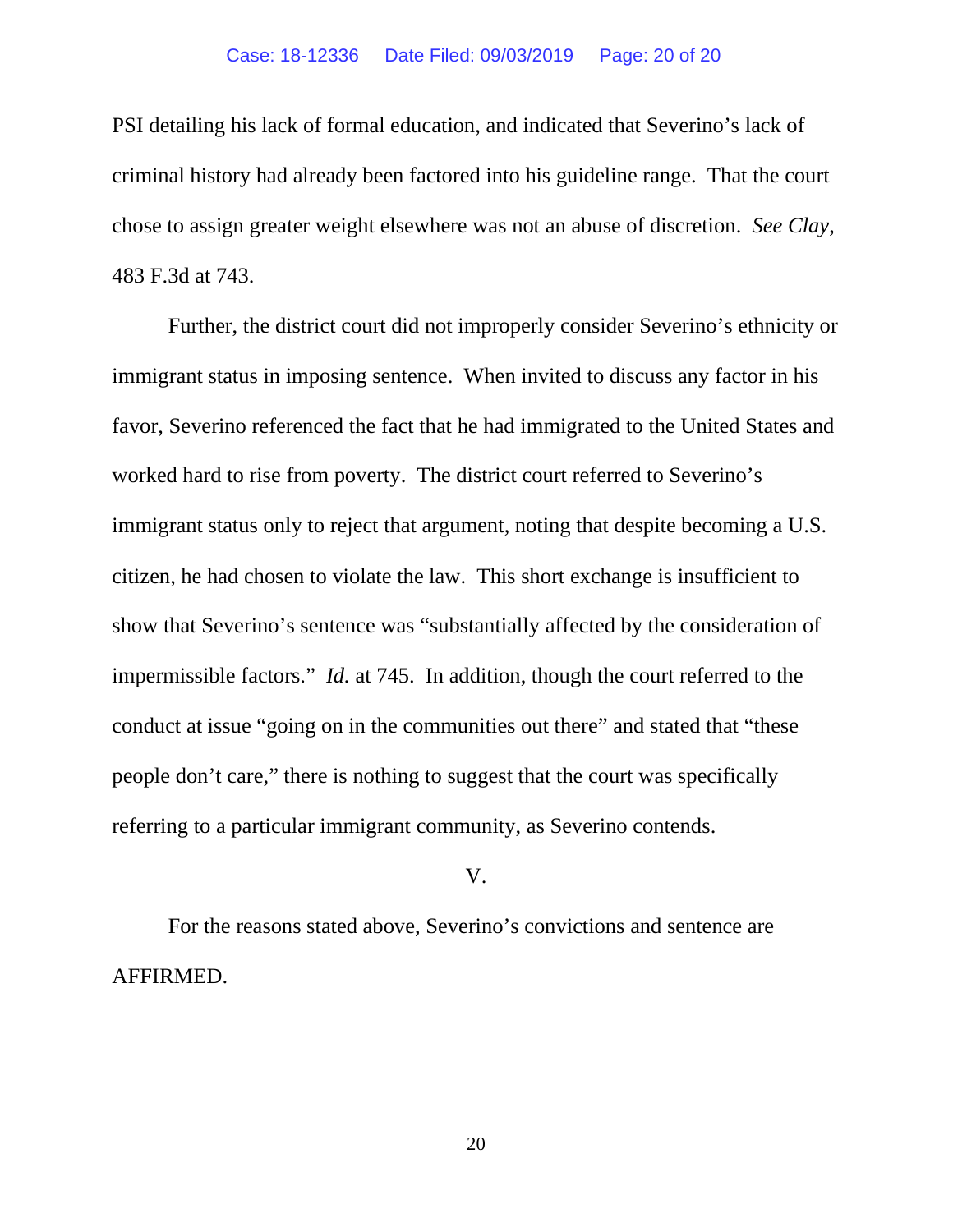PSI detailing his lack of formal education, and indicated that Severino's lack of criminal history had already been factored into his guideline range. That the court chose to assign greater weight elsewhere was not an abuse of discretion. *See Clay*, 483 F.3d at 743.

Further, the district court did not improperly consider Severino's ethnicity or immigrant status in imposing sentence. When invited to discuss any factor in his favor, Severino referenced the fact that he had immigrated to the United States and worked hard to rise from poverty. The district court referred to Severino's immigrant status only to reject that argument, noting that despite becoming a U.S. citizen, he had chosen to violate the law. This short exchange is insufficient to show that Severino's sentence was "substantially affected by the consideration of impermissible factors." *Id.* at 745. In addition, though the court referred to the conduct at issue "going on in the communities out there" and stated that "these people don't care," there is nothing to suggest that the court was specifically referring to a particular immigrant community, as Severino contends.

V.

For the reasons stated above, Severino's convictions and sentence are AFFIRMED.